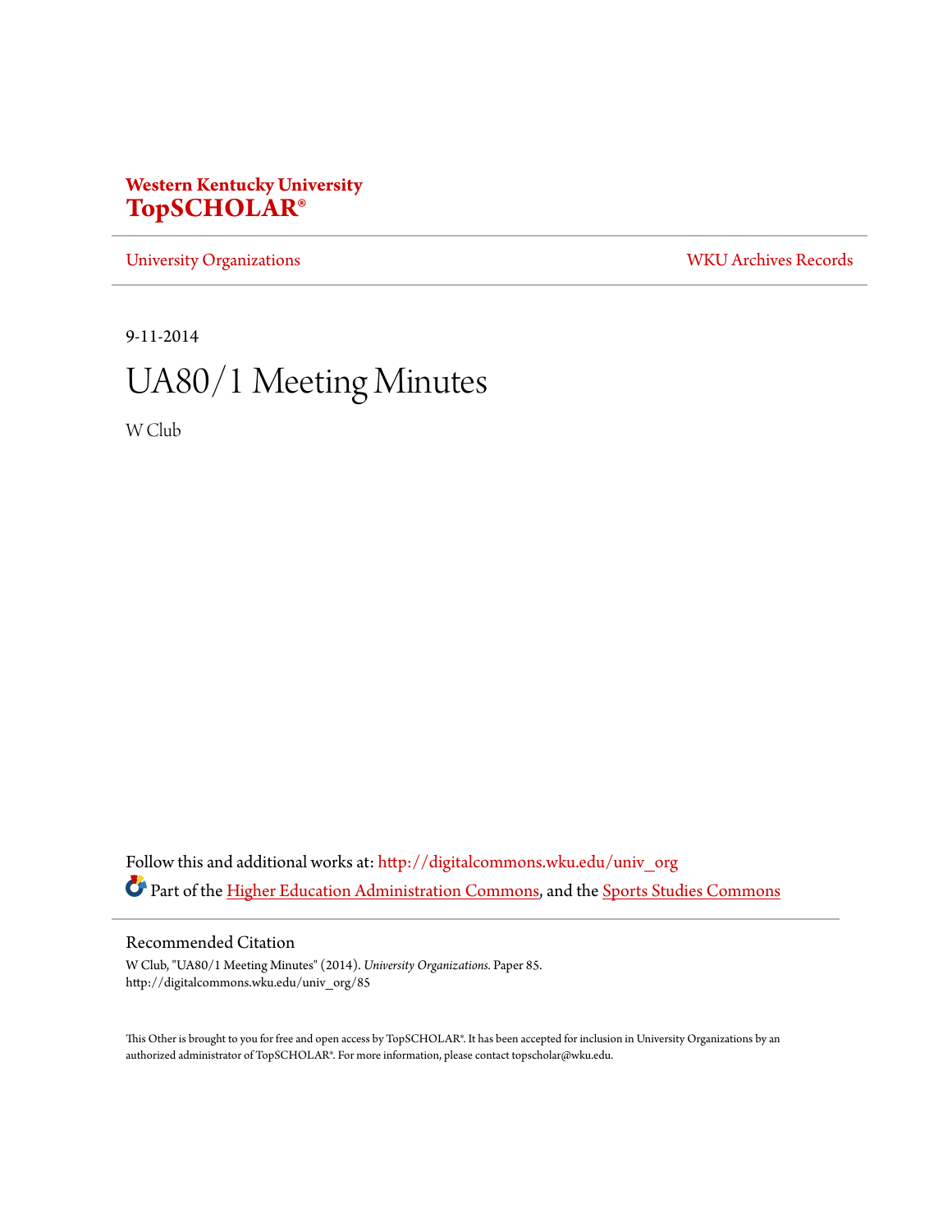**Western Kentucky University**
**TopSCHOLAR®**

University Organizations | WKU Archives Records

9-11-2014

# UA80/1 Meeting Minutes

W Club

Follow this and additional works at: http://digitalcommons.wku.edu/univ_org

Part of the Higher Education Administration Commons, and the Sports Studies Commons

## Recommended Citation

W Club, "UA80/1 Meeting Minutes" (2014). *University Organizations.* Paper 85.
http://digitalcommons.wku.edu/univ_org/85

This Other is brought to you for free and open access by TopSCHOLAR®. It has been accepted for inclusion in University Organizations by an authorized administrator of TopSCHOLAR®. For more information, please contact topscholar@wku.edu.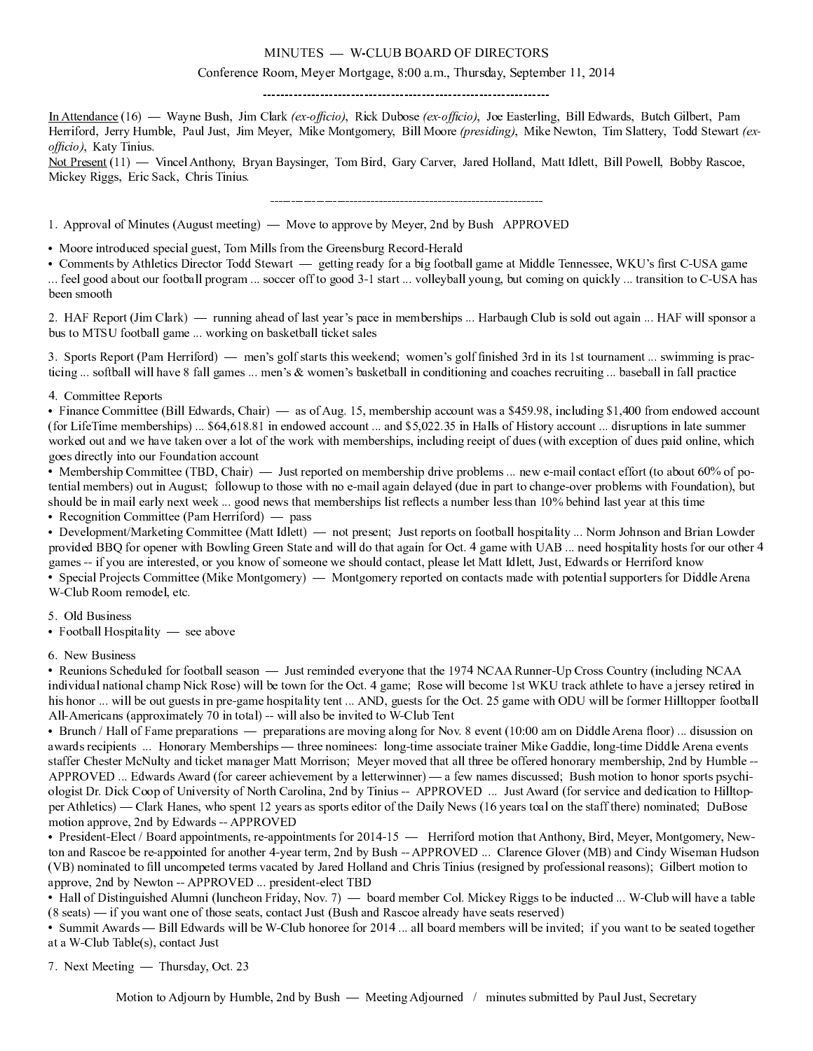MINUTES — W-CLUB BOARD OF DIRECTORS

Conference Room, Meyer Mortgage, 8:00 a.m., Thursday, September 11, 2014

-----------------------------------------------------------------

In Attendance (16) — Wayne Bush, Jim Clark *(ex-officio)*, Rick Dubose *(ex-officio)*, Joe Easterling, Bill Edwards, Butch Gilbert, Pam Herriford, Jerry Humble, Paul Just, Jim Meyer, Mike Montgomery, Bill Moore *(presiding)*, Mike Newton, Tim Slattery, Todd Stewart *(ex-officio)*, Katy Tinius.

Not Present (11) — Vincel Anthony, Bryan Baysinger, Tom Bird, Gary Carver, Jared Holland, Matt Idlett, Bill Powell, Bobby Rascoe, Mickey Riggs, Eric Sack, Chris Tinius.

-----------------------------------------------------------------

1. Approval of Minutes (August meeting) — Move to approve by Meyer, 2nd by Bush APPROVED

- Moore introduced special guest, Tom Mills from the Greensburg Record-Herald
- Comments by Athletics Director Todd Stewart — getting ready for a big football game at Middle Tennessee, WKU's first C-USA game ... feel good about our football program ... soccer off to good 3-1 start ... volleyball young, but coming on quickly ... transition to C-USA has been smooth

2. HAF Report (Jim Clark) — running ahead of last year's pace in memberships ... Harbaugh Club is sold out again ... HAF will sponsor a bus to MTSU football game ... working on basketball ticket sales

3. Sports Report (Pam Herriford) — men's golf starts this weekend; women's golf finished 3rd in its 1st tournament ... swimming is practicing ... softball will have 8 fall games ... men's & women's basketball in conditioning and coaches recruiting ... baseball in fall practice

4. Committee Reports

- Finance Committee (Bill Edwards, Chair) — as of Aug. 15, membership account was a $459.98, including $1,400 from endowed account (for LifeTime memberships) ... $64,618.81 in endowed account ... and $5,022.35 in Halls of History account ... disruptions in late summer worked out and we have taken over a lot of the work with memberships, including reeipt of dues (with exception of dues paid online, which goes directly into our Foundation account
- Membership Committee (TBD, Chair) — Just reported on membership drive problems ... new e-mail contact effort (to about 60% of potential members) out in August; followup to those with no e-mail again delayed (due in part to change-over problems with Foundation), but should be in mail early next week ... good news that memberships list reflects a number less than 10% behind last year at this time
- Recognition Committee (Pam Herriford) — pass
- Development/Marketing Committee (Matt Idlett) — not present; Just reports on football hospitality ... Norm Johnson and Brian Lowder provided BBQ for opener with Bowling Green State and will do that again for Oct. 4 game with UAB ... need hospitality hosts for our other 4 games -- if you are interested, or you know of someone we should contact, please let Matt Idlett, Just, Edwards or Herriford know
- Special Projects Committee (Mike Montgomery) — Montgomery reported on contacts made with potential supporters for Diddle Arena W-Club Room remodel, etc.

5. Old Business

- Football Hospitality — see above

6. New Business

- Reunions Scheduled for football season — Just reminded everyone that the 1974 NCAA Runner-Up Cross Country (including NCAA individual national champ Nick Rose) will be town for the Oct. 4 game; Rose will become 1st WKU track athlete to have a jersey retired in his honor ... will be out guests in pre-game hospitality tent ... AND, guests for the Oct. 25 game with ODU will be former Hilltopper football All-Americans (approximately 70 in total) -- will also be invited to W-Club Tent
- Brunch / Hall of Fame preparations — preparations are moving along for Nov. 8 event (10:00 am on Diddle Arena floor) ... disussion on awards recipients ... Honorary Memberships — three nominees: long-time associate trainer Mike Gaddie, long-time Diddle Arena events staffer Chester McNulty and ticket manager Matt Morrison; Meyer moved that all three be offered honorary membership, 2nd by Humble -- APPROVED ... Edwards Award (for career achievement by a letterwinner) — a few names discussed; Bush motion to honor sports psychiologist Dr. Dick Coop of University of North Carolina, 2nd by Tinius -- APPROVED ... Just Award (for service and dedication to Hilltopper Athletics) — Clark Hanes, who spent 12 years as sports editor of the Daily News (16 years toal on the staff there) nominated; DuBose motion approve, 2nd by Edwards -- APPROVED
- President-Elect / Board appointments, re-appointments for 2014-15 — Herriford motion that Anthony, Bird, Meyer, Montgomery, Newton and Rascoe be re-appointed for another 4-year term, 2nd by Bush -- APPROVED ... Clarence Glover (MB) and Cindy Wiseman Hudson (VB) nominated to fill uncompeted terms vacated by Jared Holland and Chris Tinius (resigned by professional reasons); Gilbert motion to approve, 2nd by Newton -- APPROVED ... president-elect TBD
- Hall of Distinguished Alumni (luncheon Friday, Nov. 7) — board member Col. Mickey Riggs to be inducted ... W-Club will have a table (8 seats) — if you want one of those seats, contact Just (Bush and Rascoe already have seats reserved)
- Summit Awards — Bill Edwards will be W-Club honoree for 2014 ... all board members will be invited; if you want to be seated together at a W-Club Table(s), contact Just

7. Next Meeting — Thursday, Oct. 23

Motion to Adjourn by Humble, 2nd by Bush — Meeting Adjourned / minutes submitted by Paul Just, Secretary